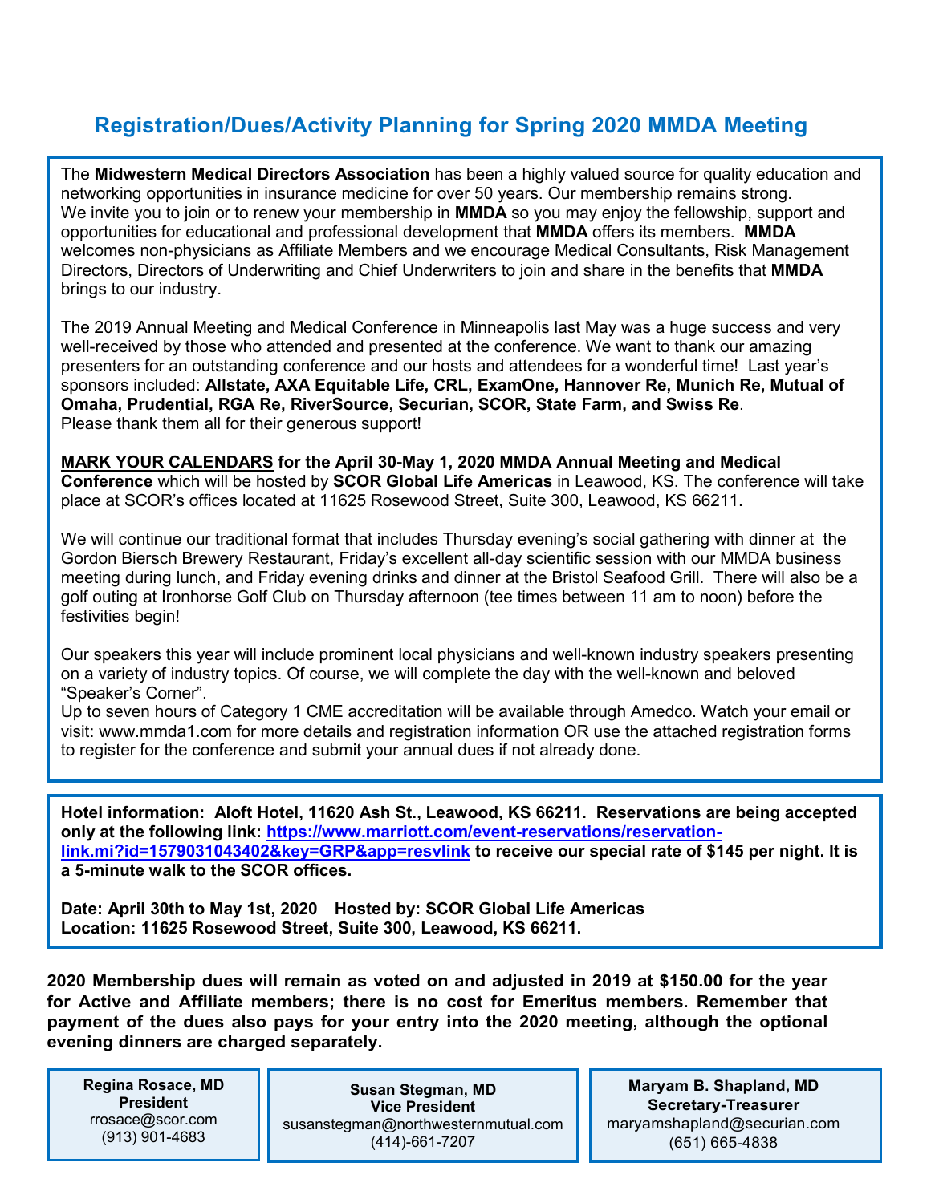## Registration/Dues/Activity Planning for Spring 2020 MMDA Meeting

The **Midwestern Medical Directors Association** has been a highly valued source for quality education and networking opportunities in insurance medicine for over 50 years. Our membership remains strong. We invite you to join or to renew your membership in **MMDA** so you may enjoy the fellowship, support and opportunities for educational and professional development that **MMDA** offers its members. **MMDA** welcomes non-physicians as Affiliate Members and we encourage Medical Consultants, Risk Management Directors, Directors of Underwriting and Chief Underwriters to join and share in the benefits that **MMDA** brings to our industry.

The 2019 Annual Meeting and Medical Conference in Minneapolis last May was a huge success and very well-received by those who attended and presented at the conference. We want to thank our amazing presenters for an outstanding conference and our hosts and attendees for a wonderful time! Last year's sponsors included: **Allstate, AXA Equitable Life, CRL, ExamOne, Hannover Re, Munich Re, Mutual of Omaha, Prudential, RGA Re, RiverSource, Securian, SCOR, State Farm, and Swiss Re**. Please thank them all for their generous support!

**MARK YOUR CALENDARS for the April 30-May 1, 2020 MMDA Annual Meeting and Medical Conference** which will be hosted by **SCOR Global Life Americas** in Leawood, KS. The conference will take place at SCOR's offices located at 11625 Rosewood Street, Suite 300, Leawood, KS 66211.

We will continue our traditional format that includes Thursday evening's social gathering with dinner at the Gordon Biersch Brewery Restaurant, Friday's excellent all-day scientific session with our MMDA business meeting during lunch, and Friday evening drinks and dinner at the Bristol Seafood Grill. There will also be a golf outing at Ironhorse Golf Club on Thursday afternoon (tee times between 11 am to noon) before the festivities begin!

Our speakers this year will include prominent local physicians and well-known industry speakers presenting on a variety of industry topics. Of course, we will complete the day with the well-known and beloved "Speaker's Corner".
Up to seven hours of Category 1 CME accreditation will be available through Amedco. Watch your email or visit: www.mmda1.com for more details and registration information OR use the attached registration forms to register for the conference and submit your annual dues if not already done.

**Hotel information: Aloft Hotel, 11620 Ash St., Leawood, KS 66211. Reservations are being accepted only at the following link: https://www.marriott.com/event-reservations/reservation-link.mi?id=1579031043402&key=GRP&app=resvlink to receive our special rate of $145 per night. It is a 5-minute walk to the SCOR offices.**

**Date: April 30th to May 1st, 2020 Hosted by: SCOR Global Life Americas**
**Location: 11625 Rosewood Street, Suite 300, Leawood, KS 66211.**

**2020 Membership dues will remain as voted on and adjusted in 2019 at $150.00 for the year for Active and Affiliate members; there is no cost for Emeritus members. Remember that payment of the dues also pays for your entry into the 2020 meeting, although the optional evening dinners are charged separately.**

**Regina Rosace, MD**
**President**
rrosace@scor.com
(913) 901-4683

**Susan Stegman, MD**
**Vice President**
susanstegman@northwesternmutual.com
(414)-661-7207

**Maryam B. Shapland, MD**
**Secretary-Treasurer**
maryamshapland@securian.com
(651) 665-4838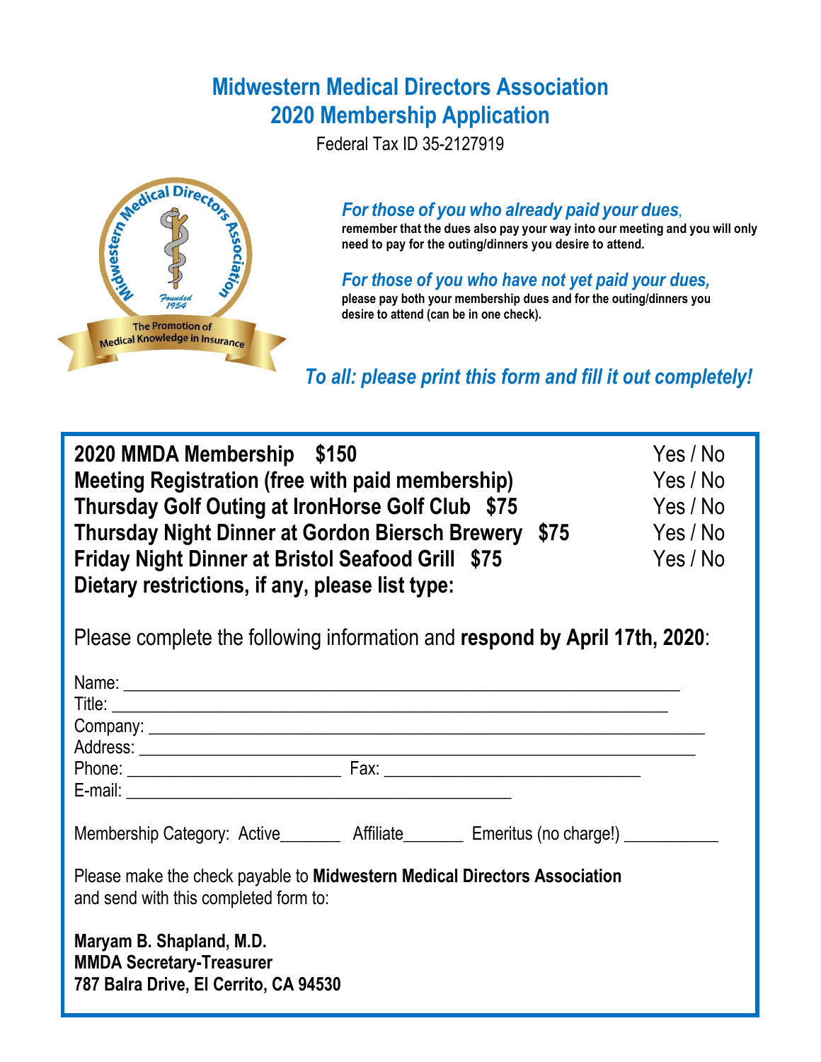# Midwestern Medical Directors Association
# 2020 Membership Application

Federal Tax ID 35-2127919

***For those of you who already paid your dues***, **remember that the dues also pay your way into our meeting and you will only need to pay for the outing/dinners you desire to attend.**

***For those of you who have not yet paid your dues,*** **please pay both your membership dues and for the outing/dinners you desire to attend (can be in one check).**

***To all: please print this form and fill it out completely!***

| | |
|---|---|
| **2020 MMDA Membership $150** | Yes / No |
| **Meeting Registration (free with paid membership)** | Yes / No |
| **Thursday Golf Outing at IronHorse Golf Club $75** | Yes / No |
| **Thursday Night Dinner at Gordon Biersch Brewery $75** | Yes / No |
| **Friday Night Dinner at Bristol Seafood Grill $75** | Yes / No |

**Dietary restrictions, if any, please list type:**

Please complete the following information and **respond by April 17th, 2020**:

Name: ___________________________________________________________

Title: ___________________________________________________________

Company: ________________________________________________________

Address: ________________________________________________________

Phone: ________________________ Fax: ____________________________

E-mail: ___________________________________________

Membership Category: Active_______ Affiliate_______ Emeritus (no charge!) ___________

Please make the check payable to **Midwestern Medical Directors Association** and send with this completed form to:

**Maryam B. Shapland, M.D.**
**MMDA Secretary-Treasurer**
**787 Balra Drive, El Cerrito, CA 94530**